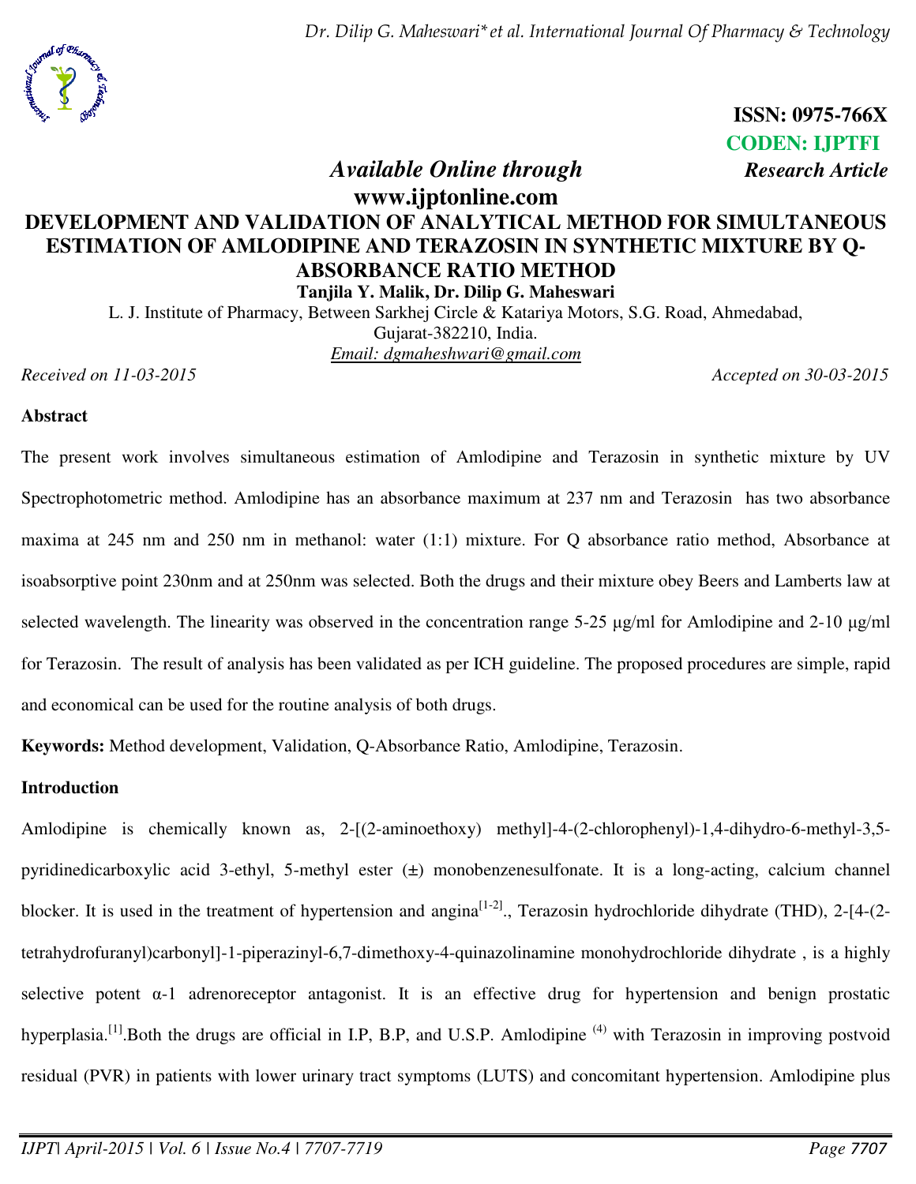**ISSN: 0975-766X**
**CODEN: IJPTFI**

*Available Online through*
**www.ijptonline.com**

*Research Article*

# DEVELOPMENT AND VALIDATION OF ANALYTICAL METHOD FOR SIMULTANEOUS ESTIMATION OF AMLODIPINE AND TERAZOSIN IN SYNTHETIC MIXTURE BY Q-ABSORBANCE RATIO METHOD

**Tanjila Y. Malik, Dr. Dilip G. Maheswari**

L. J. Institute of Pharmacy, Between Sarkhej Circle & Katariya Motors, S.G. Road, Ahmedabad, Gujarat-382210, India.

*Email: dgmaheshwari@gmail.com*

*Received on 11-03-2015* *Accepted on 30-03-2015*

## Abstract

The present work involves simultaneous estimation of Amlodipine and Terazosin in synthetic mixture by UV Spectrophotometric method. Amlodipine has an absorbance maximum at 237 nm and Terazosin has two absorbance maxima at 245 nm and 250 nm in methanol: water (1:1) mixture. For Q absorbance ratio method, Absorbance at isoabsorptive point 230nm and at 250nm was selected. Both the drugs and their mixture obey Beers and Lamberts law at selected wavelength. The linearity was observed in the concentration range 5-25 μg/ml for Amlodipine and 2-10 μg/ml for Terazosin. The result of analysis has been validated as per ICH guideline. The proposed procedures are simple, rapid and economical can be used for the routine analysis of both drugs.

**Keywords:** Method development, Validation, Q-Absorbance Ratio, Amlodipine, Terazosin.

## Introduction

Amlodipine is chemically known as, 2-[(2-aminoethoxy) methyl]-4-(2-chlorophenyl)-1,4-dihydro-6-methyl-3,5-pyridinedicarboxylic acid 3-ethyl, 5-methyl ester (±) monobenzenesulfonate. It is a long-acting, calcium channel blocker. It is used in the treatment of hypertension and angina[1-2]., Terazosin hydrochloride dihydrate (THD), 2-[4-(2-tetrahydrofuranyl)carbonyl]-1-piperazinyl-6,7-dimethoxy-4-quinazolinamine monohydrochloride dihydrate , is a highly selective potent α-1 adrenoreceptor antagonist. It is an effective drug for hypertension and benign prostatic hyperplasia.[1].Both the drugs are official in I.P, B.P, and U.S.P. Amlodipine [(4)] with Terazosin in improving postvoid residual (PVR) in patients with lower urinary tract symptoms (LUTS) and concomitant hypertension. Amlodipine plus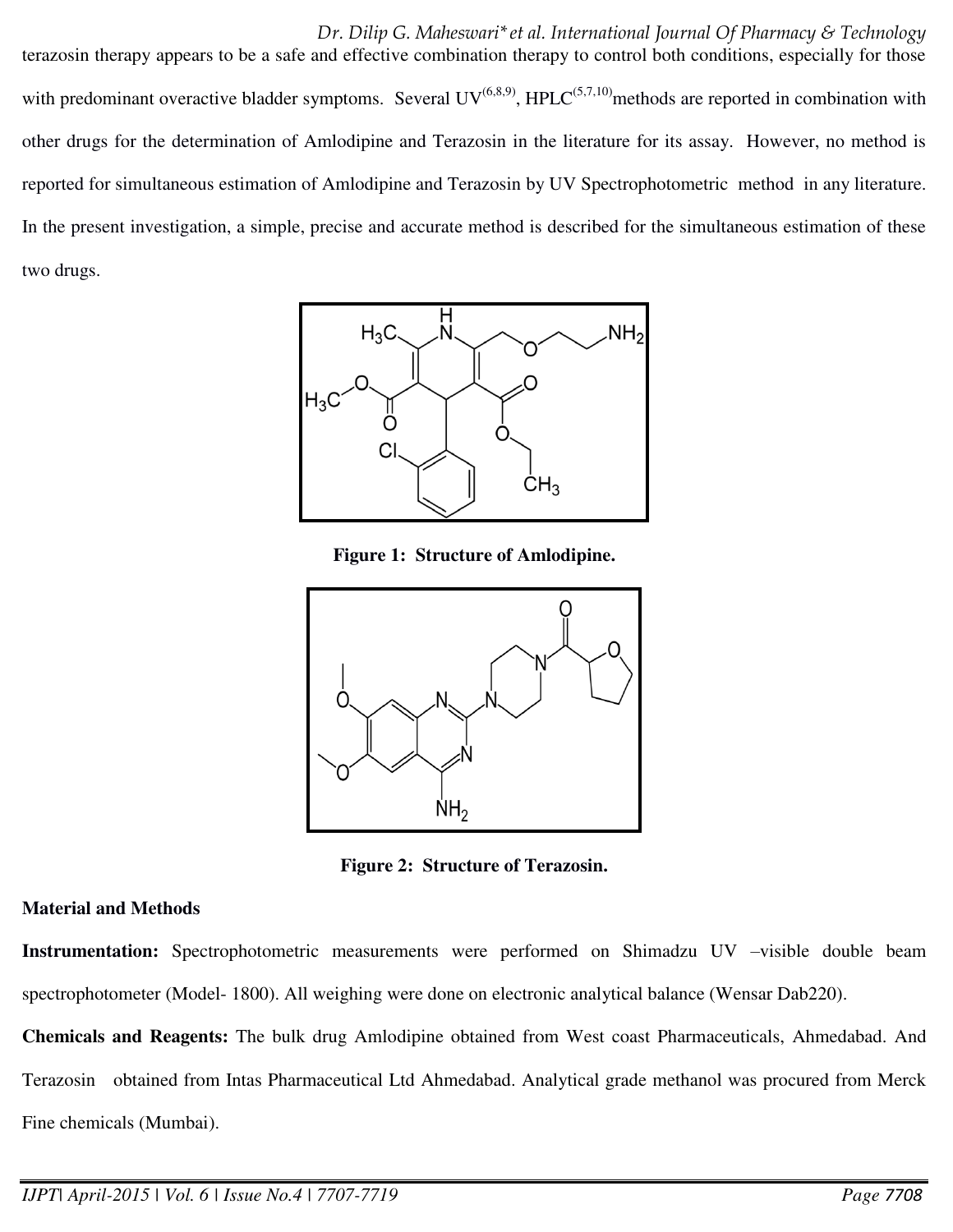terazosin therapy appears to be a safe and effective combination therapy to control both conditions, especially for those with predominant overactive bladder symptoms. Several UV[(6,8,9)], HPLC[(5,7,10)] methods are reported in combination with other drugs for the determination of Amlodipine and Terazosin in the literature for its assay. However, no method is reported for simultaneous estimation of Amlodipine and Terazosin by UV Spectrophotometric method in any literature. In the present investigation, a simple, precise and accurate method is described for the simultaneous estimation of these two drugs.

**Figure 1: Structure of Amlodipine.**

**Figure 2: Structure of Terazosin.**

**Material and Methods**

**Instrumentation:** Spectrophotometric measurements were performed on Shimadzu UV –visible double beam spectrophotometer (Model- 1800). All weighing were done on electronic analytical balance (Wensar Dab220).

**Chemicals and Reagents:** The bulk drug Amlodipine obtained from West coast Pharmaceuticals, Ahmedabad. And Terazosin obtained from Intas Pharmaceutical Ltd Ahmedabad. Analytical grade methanol was procured from Merck Fine chemicals (Mumbai).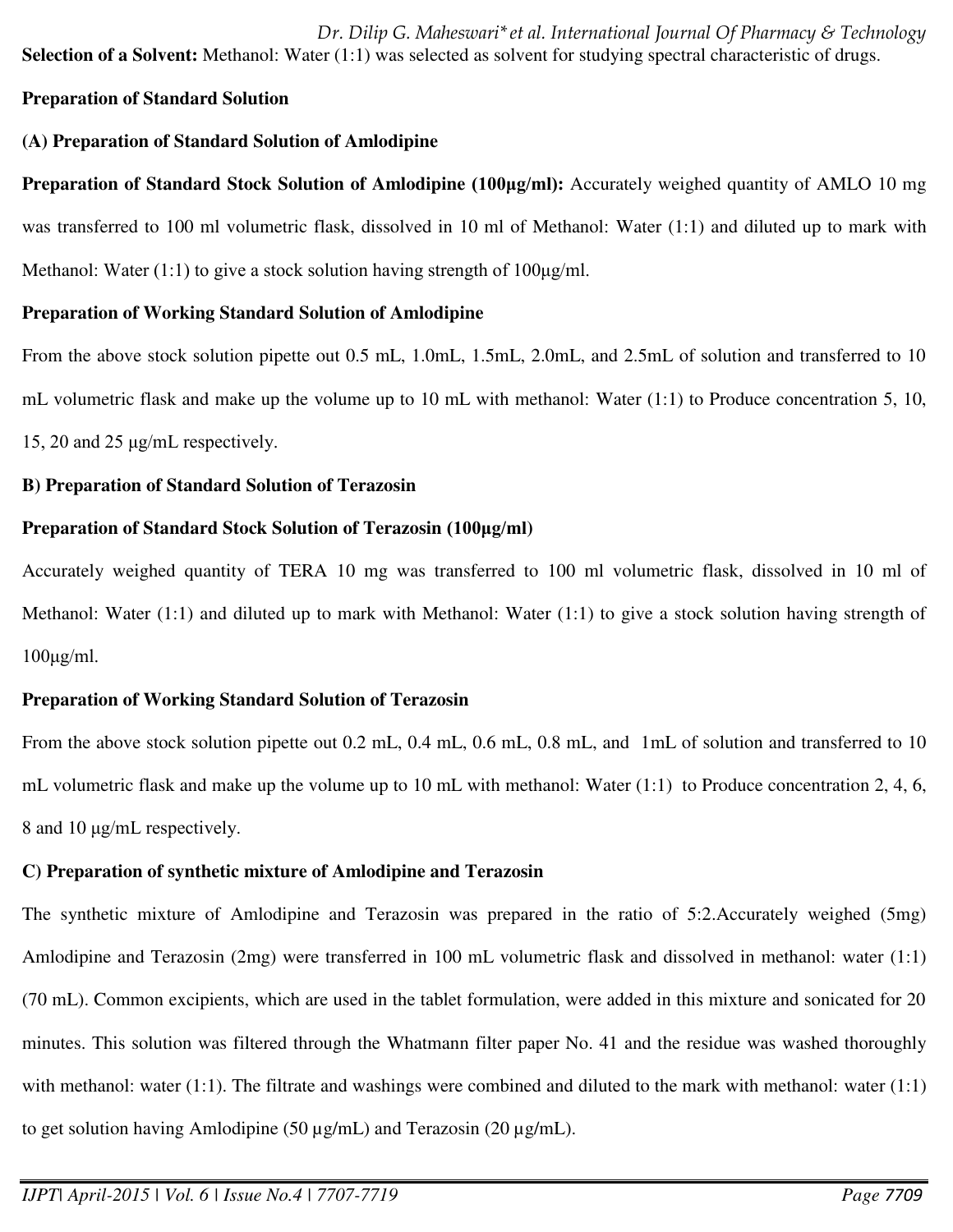**Selection of a Solvent:** Methanol: Water (1:1) was selected as solvent for studying spectral characteristic of drugs.

**Preparation of Standard Solution**

**(A) Preparation of Standard Solution of Amlodipine**

**Preparation of Standard Stock Solution of Amlodipine (100µg/ml):** Accurately weighed quantity of AMLO 10 mg was transferred to 100 ml volumetric flask, dissolved in 10 ml of Methanol: Water (1:1) and diluted up to mark with Methanol: Water (1:1) to give a stock solution having strength of 100µg/ml.

**Preparation of Working Standard Solution of Amlodipine**

From the above stock solution pipette out 0.5 mL, 1.0mL, 1.5mL, 2.0mL, and 2.5mL of solution and transferred to 10 mL volumetric flask and make up the volume up to 10 mL with methanol: Water (1:1) to Produce concentration 5, 10, 15, 20 and 25 µg/mL respectively.

**B) Preparation of Standard Solution of Terazosin**

**Preparation of Standard Stock Solution of Terazosin (100µg/ml)**

Accurately weighed quantity of TERA 10 mg was transferred to 100 ml volumetric flask, dissolved in 10 ml of Methanol: Water (1:1) and diluted up to mark with Methanol: Water (1:1) to give a stock solution having strength of 100µg/ml.

**Preparation of Working Standard Solution of Terazosin**

From the above stock solution pipette out 0.2 mL, 0.4 mL, 0.6 mL, 0.8 mL, and 1mL of solution and transferred to 10 mL volumetric flask and make up the volume up to 10 mL with methanol: Water (1:1) to Produce concentration 2, 4, 6, 8 and 10 µg/mL respectively.

**C) Preparation of synthetic mixture of Amlodipine and Terazosin**

The synthetic mixture of Amlodipine and Terazosin was prepared in the ratio of 5:2.Accurately weighed (5mg) Amlodipine and Terazosin (2mg) were transferred in 100 mL volumetric flask and dissolved in methanol: water (1:1) (70 mL). Common excipients, which are used in the tablet formulation, were added in this mixture and sonicated for 20 minutes. This solution was filtered through the Whatmann filter paper No. 41 and the residue was washed thoroughly with methanol: water (1:1). The filtrate and washings were combined and diluted to the mark with methanol: water (1:1) to get solution having Amlodipine (50 µg/mL) and Terazosin (20 µg/mL).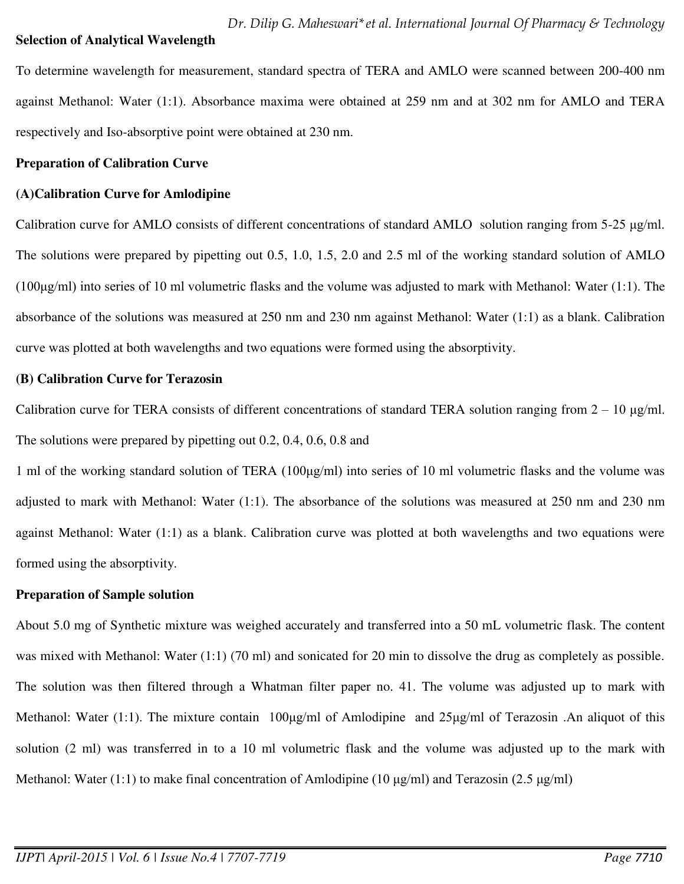**Selection of Analytical Wavelength**

To determine wavelength for measurement, standard spectra of TERA and AMLO were scanned between 200-400 nm against Methanol: Water (1:1). Absorbance maxima were obtained at 259 nm and at 302 nm for AMLO and TERA respectively and Iso-absorptive point were obtained at 230 nm.

**Preparation of Calibration Curve**

**(A)Calibration Curve for Amlodipine**

Calibration curve for AMLO consists of different concentrations of standard AMLO solution ranging from 5-25 µg/ml. The solutions were prepared by pipetting out 0.5, 1.0, 1.5, 2.0 and 2.5 ml of the working standard solution of AMLO (100µg/ml) into series of 10 ml volumetric flasks and the volume was adjusted to mark with Methanol: Water (1:1). The absorbance of the solutions was measured at 250 nm and 230 nm against Methanol: Water (1:1) as a blank. Calibration curve was plotted at both wavelengths and two equations were formed using the absorptivity.

**(B) Calibration Curve for Terazosin**

Calibration curve for TERA consists of different concentrations of standard TERA solution ranging from 2 – 10 µg/ml. The solutions were prepared by pipetting out 0.2, 0.4, 0.6, 0.8 and

1 ml of the working standard solution of TERA (100µg/ml) into series of 10 ml volumetric flasks and the volume was adjusted to mark with Methanol: Water (1:1). The absorbance of the solutions was measured at 250 nm and 230 nm against Methanol: Water (1:1) as a blank. Calibration curve was plotted at both wavelengths and two equations were formed using the absorptivity.

**Preparation of Sample solution**

About 5.0 mg of Synthetic mixture was weighed accurately and transferred into a 50 mL volumetric flask. The content was mixed with Methanol: Water (1:1) (70 ml) and sonicated for 20 min to dissolve the drug as completely as possible. The solution was then filtered through a Whatman filter paper no. 41. The volume was adjusted up to mark with Methanol: Water (1:1). The mixture contain 100µg/ml of Amlodipine and 25µg/ml of Terazosin .An aliquot of this solution (2 ml) was transferred in to a 10 ml volumetric flask and the volume was adjusted up to the mark with Methanol: Water (1:1) to make final concentration of Amlodipine (10 µg/ml) and Terazosin (2.5 µg/ml)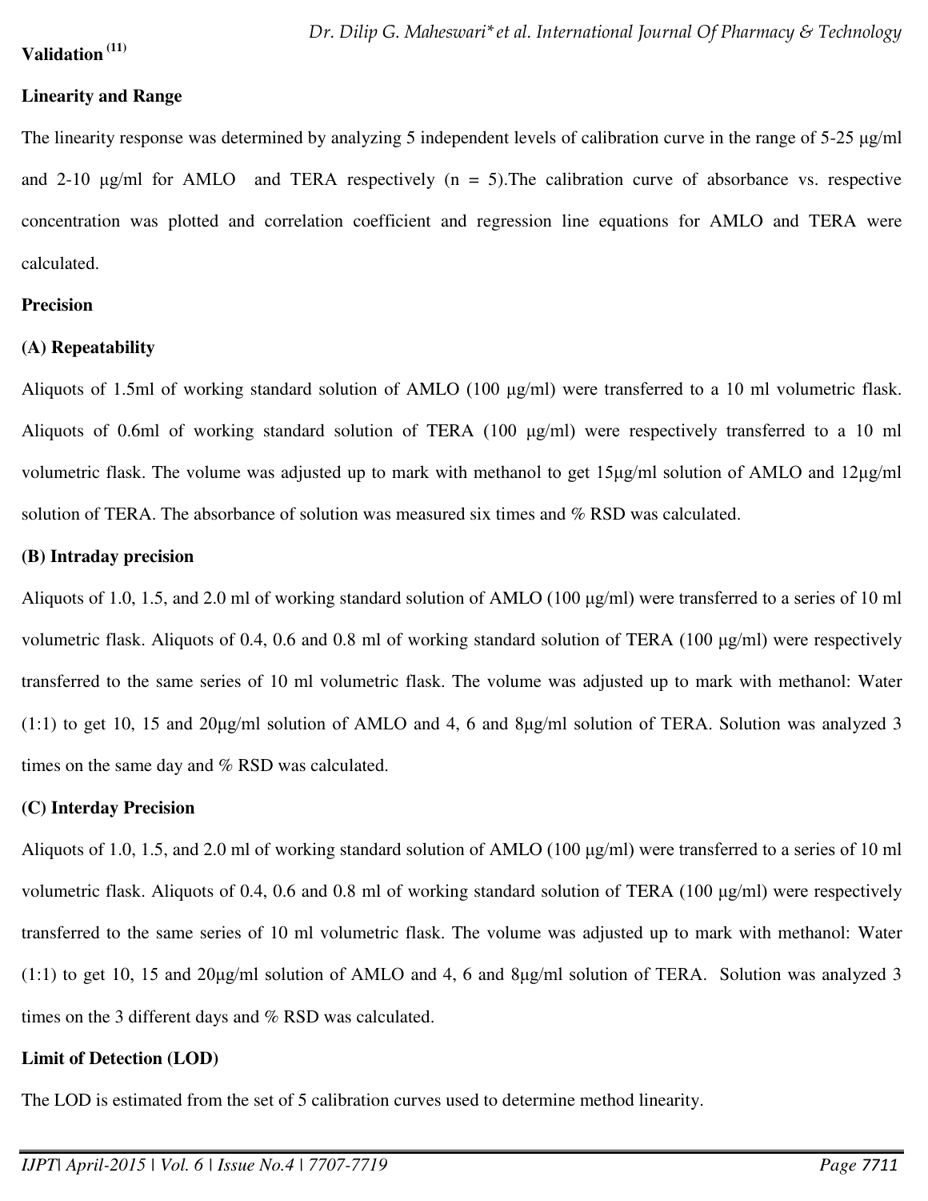**Validation [11]**

**Linearity and Range**

The linearity response was determined by analyzing 5 independent levels of calibration curve in the range of 5-25 μg/ml and 2-10 μg/ml for AMLO and TERA respectively (n = 5).The calibration curve of absorbance vs. respective concentration was plotted and correlation coefficient and regression line equations for AMLO and TERA were calculated.

**Precision**

**(A) Repeatability**

Aliquots of 1.5ml of working standard solution of AMLO (100 μg/ml) were transferred to a 10 ml volumetric flask. Aliquots of 0.6ml of working standard solution of TERA (100 μg/ml) were respectively transferred to a 10 ml volumetric flask. The volume was adjusted up to mark with methanol to get 15μg/ml solution of AMLO and 12μg/ml solution of TERA. The absorbance of solution was measured six times and % RSD was calculated.

**(B) Intraday precision**

Aliquots of 1.0, 1.5, and 2.0 ml of working standard solution of AMLO (100 μg/ml) were transferred to a series of 10 ml volumetric flask. Aliquots of 0.4, 0.6 and 0.8 ml of working standard solution of TERA (100 μg/ml) were respectively transferred to the same series of 10 ml volumetric flask. The volume was adjusted up to mark with methanol: Water (1:1) to get 10, 15 and 20μg/ml solution of AMLO and 4, 6 and 8μg/ml solution of TERA. Solution was analyzed 3 times on the same day and % RSD was calculated.

**(C) Interday Precision**

Aliquots of 1.0, 1.5, and 2.0 ml of working standard solution of AMLO (100 μg/ml) were transferred to a series of 10 ml volumetric flask. Aliquots of 0.4, 0.6 and 0.8 ml of working standard solution of TERA (100 μg/ml) were respectively transferred to the same series of 10 ml volumetric flask. The volume was adjusted up to mark with methanol: Water (1:1) to get 10, 15 and 20μg/ml solution of AMLO and 4, 6 and 8μg/ml solution of TERA. Solution was analyzed 3 times on the 3 different days and % RSD was calculated.

**Limit of Detection (LOD)**

The LOD is estimated from the set of 5 calibration curves used to determine method linearity.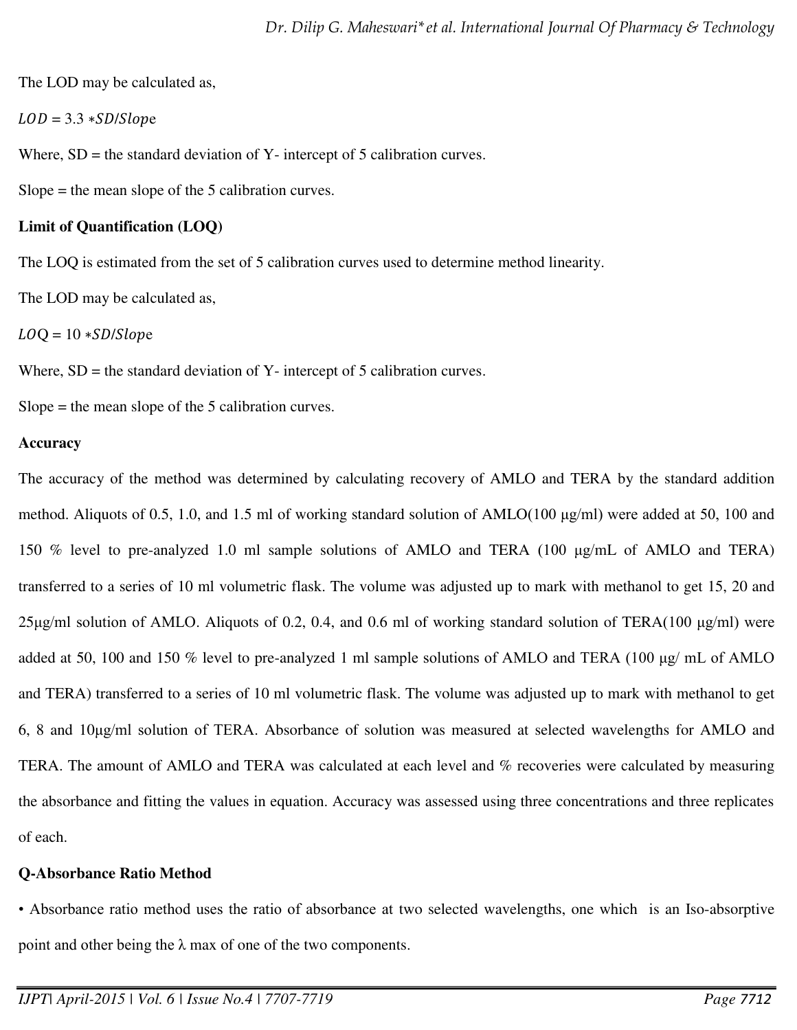The LOD may be calculated as,

$LOD = 3.3 * SD/Slope$

Where, SD = the standard deviation of Y- intercept of 5 calibration curves.

Slope = the mean slope of the 5 calibration curves.

**Limit of Quantification (LOQ)**

The LOQ is estimated from the set of 5 calibration curves used to determine method linearity.

The LOD may be calculated as,

$LOQ = 10 * SD/Slope$

Where, SD = the standard deviation of Y- intercept of 5 calibration curves.

Slope = the mean slope of the 5 calibration curves.

**Accuracy**

The accuracy of the method was determined by calculating recovery of AMLO and TERA by the standard addition method. Aliquots of 0.5, 1.0, and 1.5 ml of working standard solution of AMLO(100 µg/ml) were added at 50, 100 and 150 % level to pre-analyzed 1.0 ml sample solutions of AMLO and TERA (100 µg/mL of AMLO and TERA) transferred to a series of 10 ml volumetric flask. The volume was adjusted up to mark with methanol to get 15, 20 and 25µg/ml solution of AMLO. Aliquots of 0.2, 0.4, and 0.6 ml of working standard solution of TERA(100 µg/ml) were added at 50, 100 and 150 % level to pre-analyzed 1 ml sample solutions of AMLO and TERA (100 µg/ mL of AMLO and TERA) transferred to a series of 10 ml volumetric flask. The volume was adjusted up to mark with methanol to get 6, 8 and 10µg/ml solution of TERA. Absorbance of solution was measured at selected wavelengths for AMLO and TERA. The amount of AMLO and TERA was calculated at each level and % recoveries were calculated by measuring the absorbance and fitting the values in equation. Accuracy was assessed using three concentrations and three replicates of each.

**Q-Absorbance Ratio Method**

• Absorbance ratio method uses the ratio of absorbance at two selected wavelengths, one which is an Iso-absorptive point and other being the λ max of one of the two components.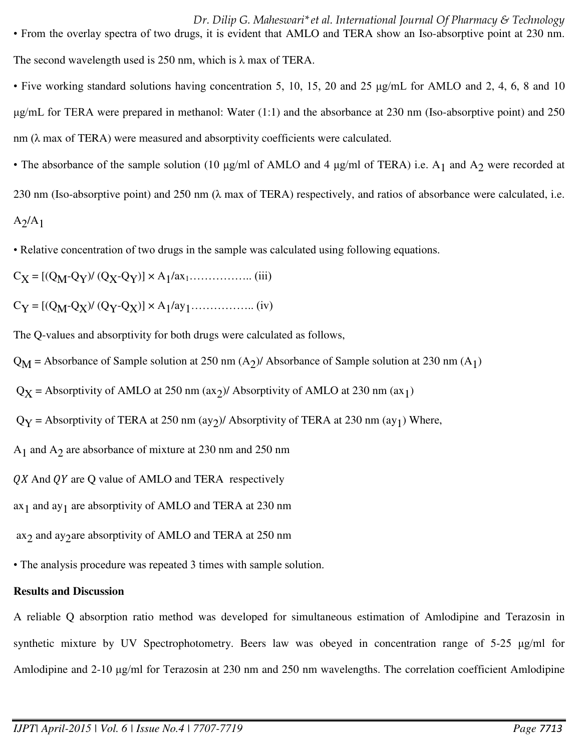- From the overlay spectra of two drugs, it is evident that AMLO and TERA show an Iso-absorptive point at 230 nm. The second wavelength used is 250 nm, which is λ max of TERA.
- Five working standard solutions having concentration 5, 10, 15, 20 and 25 μg/mL for AMLO and 2, 4, 6, 8 and 10 μg/mL for TERA were prepared in methanol: Water (1:1) and the absorbance at 230 nm (Iso-absorptive point) and 250 nm (λ max of TERA) were measured and absorptivity coefficients were calculated.
- The absorbance of the sample solution (10 μg/ml of AMLO and 4 μg/ml of TERA) i.e. $A_1$ and $A_2$ were recorded at 230 nm (Iso-absorptive point) and 250 nm (λ max of TERA) respectively, and ratios of absorbance were calculated, i.e. $A_2/A_1$
- Relative concentration of two drugs in the sample was calculated using following equations.

$C_X = [(Q_M-Q_Y)/ (Q_X-Q_Y)] \times A_1/ax_1$…………….. (iii)

$C_Y = [(Q_M-Q_X)/ (Q_Y-Q_X)] \times A_1/ay_1$…………….. (iv)

The Q-values and absorptivity for both drugs were calculated as follows,

$Q_M$ = Absorbance of Sample solution at 250 nm ($A_2$)/ Absorbance of Sample solution at 230 nm ($A_1$)

$Q_X$ = Absorptivity of AMLO at 250 nm ($ax_2$)/ Absorptivity of AMLO at 230 nm ($ax_1$)

$Q_Y$ = Absorptivity of TERA at 250 nm ($ay_2$)/ Absorptivity of TERA at 230 nm ($ay_1$) Where,

$A_1$ and $A_2$ are absorbance of mixture at 230 nm and 250 nm

$QX$ And $QY$ are Q value of AMLO and TERA respectively

$ax_1$ and $ay_1$ are absorptivity of AMLO and TERA at 230 nm

$ax_2$ and $ay_2$are absorptivity of AMLO and TERA at 250 nm

- The analysis procedure was repeated 3 times with sample solution.

**Results and Discussion**

A reliable Q absorption ratio method was developed for simultaneous estimation of Amlodipine and Terazosin in synthetic mixture by UV Spectrophotometry. Beers law was obeyed in concentration range of 5-25 μg/ml for Amlodipine and 2-10 μg/ml for Terazosin at 230 nm and 250 nm wavelengths. The correlation coefficient Amlodipine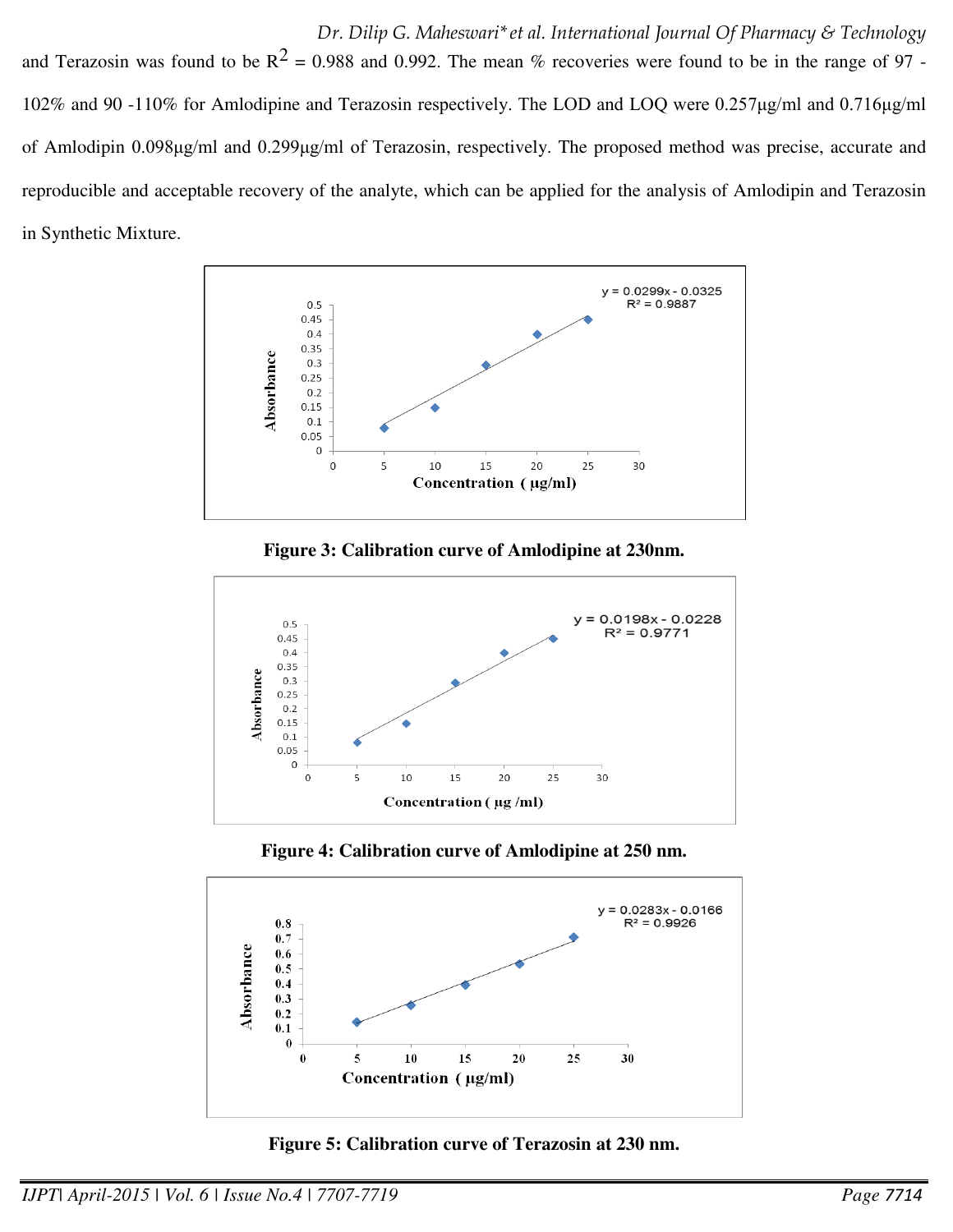and Terazosin was found to be $R^2$ = 0.988 and 0.992. The mean % recoveries were found to be in the range of 97 - 102% and 90 -110% for Amlodipine and Terazosin respectively. The LOD and LOQ were 0.257µg/ml and 0.716µg/ml of Amlodipin 0.098µg/ml and 0.299µg/ml of Terazosin, respectively. The proposed method was precise, accurate and reproducible and acceptable recovery of the analyte, which can be applied for the analysis of Amlodipin and Terazosin in Synthetic Mixture.

**Figure 3: Calibration curve of Amlodipine at 230nm.**

**Figure 4: Calibration curve of Amlodipine at 250 nm.**

**Figure 5: Calibration curve of Terazosin at 230 nm.**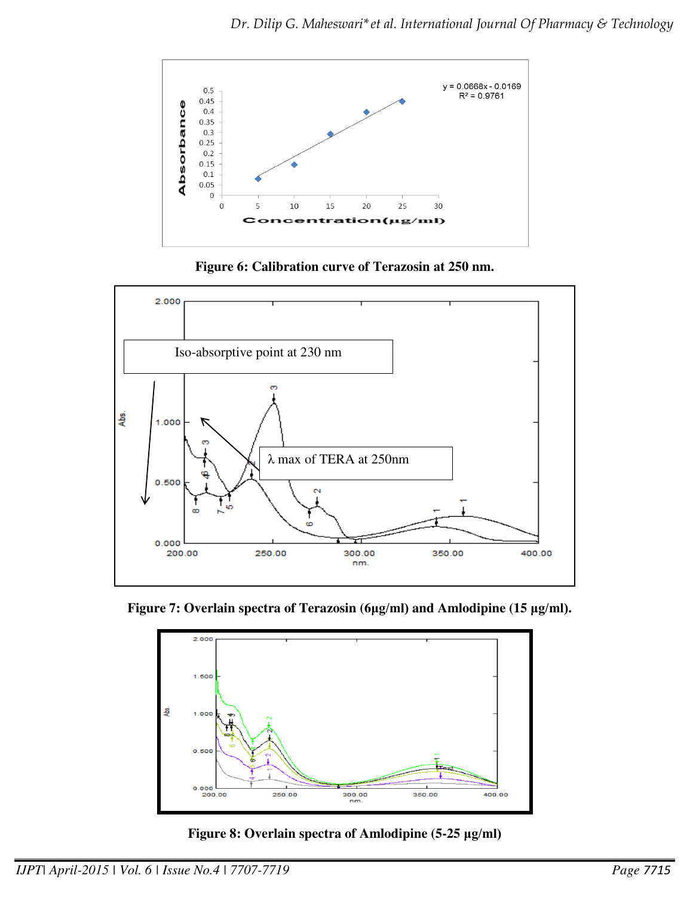Figure 6: Calibration curve of Terazosin at 250 nm.

Figure 7: Overlain spectra of Terazosin (6µg/ml) and Amlodipine (15 µg/ml).

Figure 8: Overlain spectra of Amlodipine (5-25 µg/ml)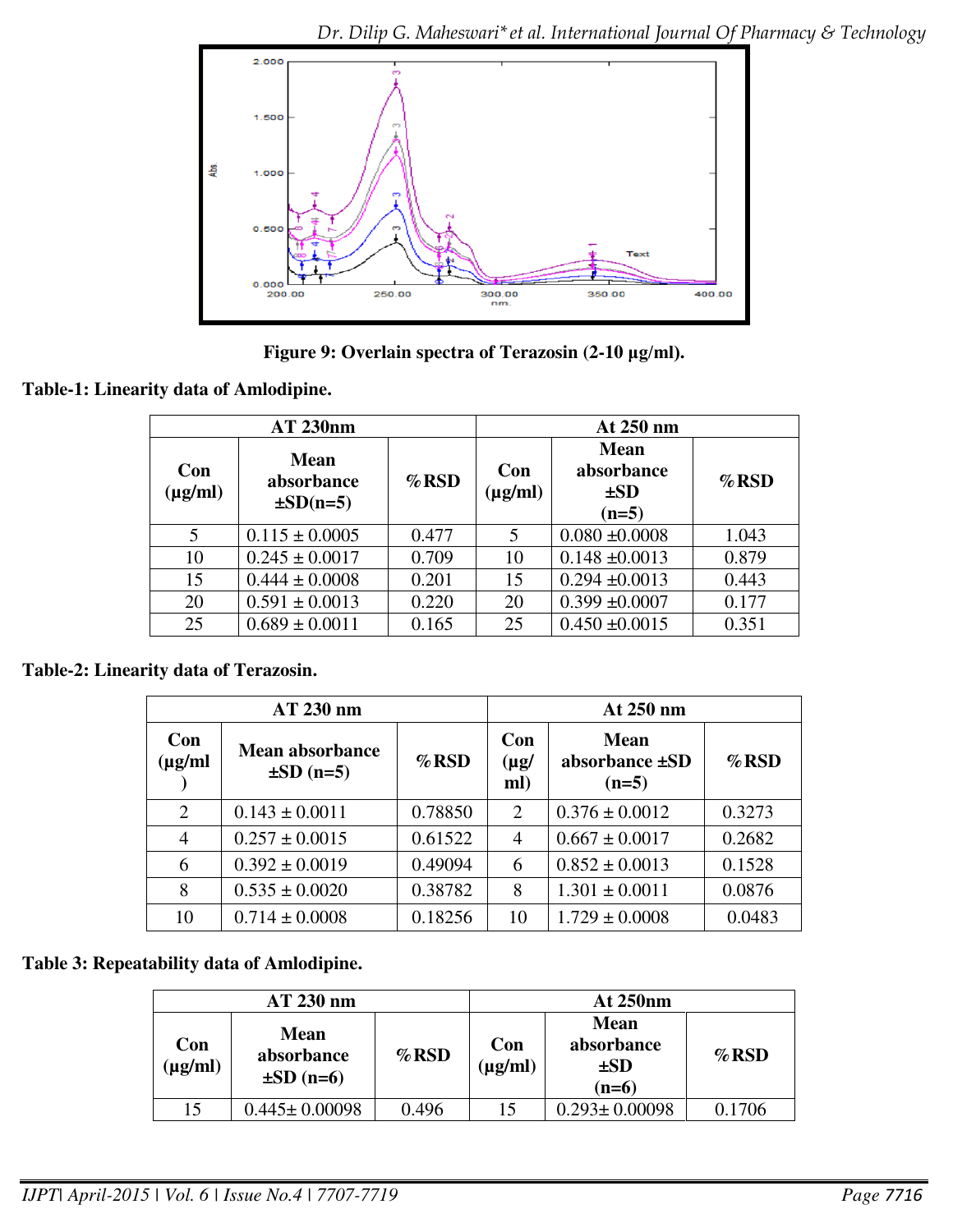**Figure 9: Overlain spectra of Terazosin (2-10 μg/ml).**

**Table-1: Linearity data of Amlodipine.**

| AT 230nm | | | At 250 nm | | |
|---|---|---|---|---|---|
| Con (μg/ml) | Mean absorbance ±SD(n=5) | %RSD | Con (μg/ml) | Mean absorbance ±SD (n=5) | %RSD |
| 5 | 0.115 ± 0.0005 | 0.477 | 5 | 0.080 ±0.0008 | 1.043 |
| 10 | 0.245 ± 0.0017 | 0.709 | 10 | 0.148 ±0.0013 | 0.879 |
| 15 | 0.444 ± 0.0008 | 0.201 | 15 | 0.294 ±0.0013 | 0.443 |
| 20 | 0.591 ± 0.0013 | 0.220 | 20 | 0.399 ±0.0007 | 0.177 |
| 25 | 0.689 ± 0.0011 | 0.165 | 25 | 0.450 ±0.0015 | 0.351 |

**Table-2: Linearity data of Terazosin.**

| AT 230 nm | | | At 250 nm | | |
|---|---|---|---|---|---|
| Con (μg/ml) | Mean absorbance ±SD (n=5) | %RSD | Con (μg/ ml) | Mean absorbance ±SD (n=5) | %RSD |
| 2 | 0.143 ± 0.0011 | 0.78850 | 2 | 0.376 ± 0.0012 | 0.3273 |
| 4 | 0.257 ± 0.0015 | 0.61522 | 4 | 0.667 ± 0.0017 | 0.2682 |
| 6 | 0.392 ± 0.0019 | 0.49094 | 6 | 0.852 ± 0.0013 | 0.1528 |
| 8 | 0.535 ± 0.0020 | 0.38782 | 8 | 1.301 ± 0.0011 | 0.0876 |
| 10 | 0.714 ± 0.0008 | 0.18256 | 10 | 1.729 ± 0.0008 | 0.0483 |

**Table 3: Repeatability data of Amlodipine.**

| AT 230 nm | | | At 250nm | | |
|---|---|---|---|---|---|
| Con (μg/ml) | Mean absorbance ±SD (n=6) | %RSD | Con (μg/ml) | Mean absorbance ±SD (n=6) | %RSD |
| 15 | 0.445± 0.00098 | 0.496 | 15 | 0.293± 0.00098 | 0.1706 |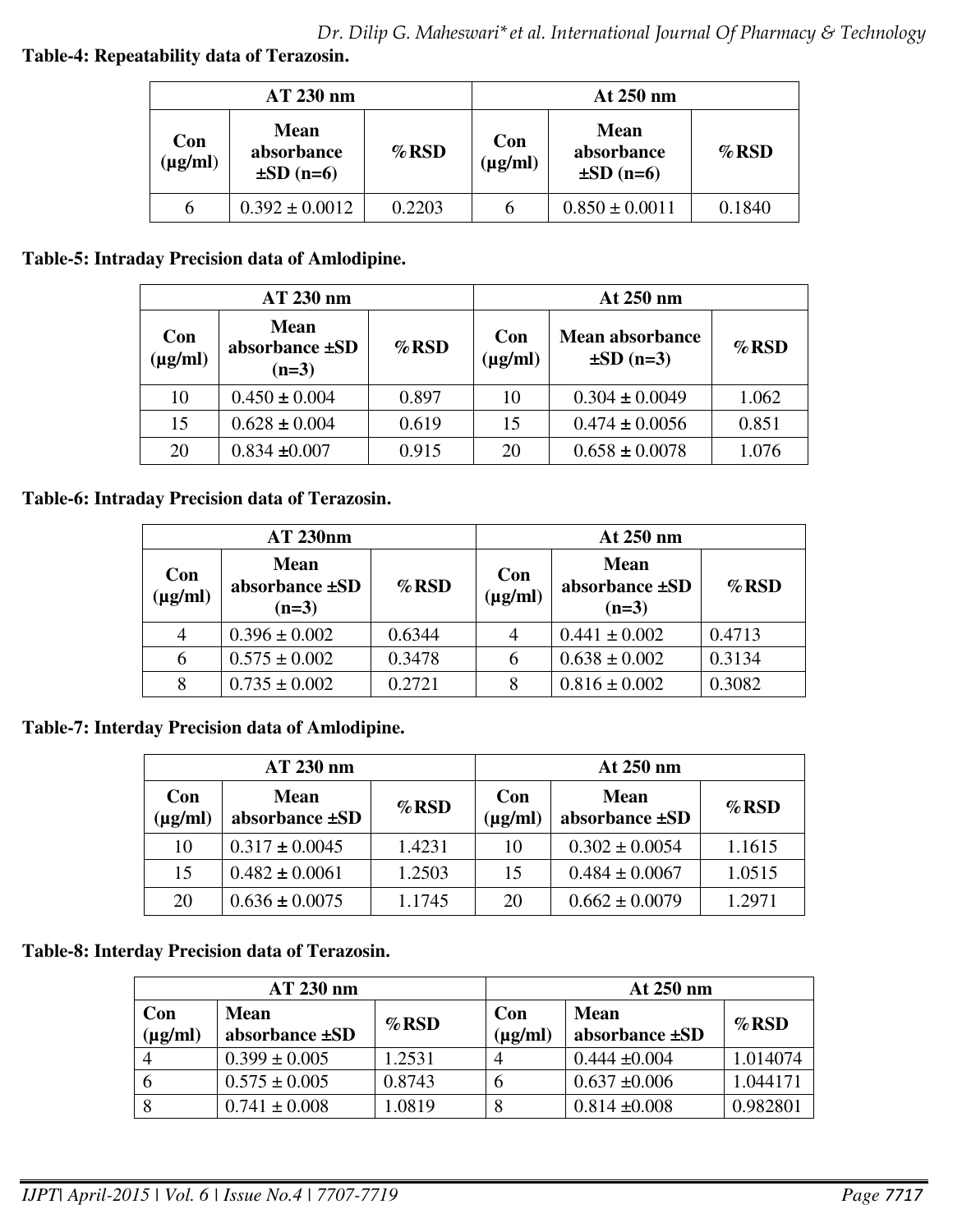**Table-4: Repeatability data of Terazosin.**

| AT 230 nm | | | At 250 nm | | |
|---|---|---|---|---|---|
| Con (μg/ml) | Mean absorbance ±SD (n=6) | %RSD | Con (μg/ml) | Mean absorbance ±SD (n=6) | %RSD |
| 6 | 0.392 ± 0.0012 | 0.2203 | 6 | 0.850 ± 0.0011 | 0.1840 |

**Table-5: Intraday Precision data of Amlodipine.**

| AT 230 nm | | | At 250 nm | | |
|---|---|---|---|---|---|
| Con (μg/ml) | Mean absorbance ±SD (n=3) | %RSD | Con (μg/ml) | Mean absorbance ±SD (n=3) | %RSD |
| 10 | 0.450 ± 0.004 | 0.897 | 10 | 0.304 ± 0.0049 | 1.062 |
| 15 | 0.628 ± 0.004 | 0.619 | 15 | 0.474 ± 0.0056 | 0.851 |
| 20 | 0.834 ±0.007 | 0.915 | 20 | 0.658 ± 0.0078 | 1.076 |

**Table-6: Intraday Precision data of Terazosin.**

| AT 230nm | | | At 250 nm | | |
|---|---|---|---|---|---|
| Con (μg/ml) | Mean absorbance ±SD (n=3) | %RSD | Con (μg/ml) | Mean absorbance ±SD (n=3) | %RSD |
| 4 | 0.396 ± 0.002 | 0.6344 | 4 | 0.441 ± 0.002 | 0.4713 |
| 6 | 0.575 ± 0.002 | 0.3478 | 6 | 0.638 ± 0.002 | 0.3134 |
| 8 | 0.735 ± 0.002 | 0.2721 | 8 | 0.816 ± 0.002 | 0.3082 |

**Table-7: Interday Precision data of Amlodipine.**

| AT 230 nm | | | At 250 nm | | |
|---|---|---|---|---|---|
| Con (μg/ml) | Mean absorbance ±SD | %RSD | Con (μg/ml) | Mean absorbance ±SD | %RSD |
| 10 | 0.317 ± 0.0045 | 1.4231 | 10 | 0.302 ± 0.0054 | 1.1615 |
| 15 | 0.482 ± 0.0061 | 1.2503 | 15 | 0.484 ± 0.0067 | 1.0515 |
| 20 | 0.636 ± 0.0075 | 1.1745 | 20 | 0.662 ± 0.0079 | 1.2971 |

**Table-8: Interday Precision data of Terazosin.**

| AT 230 nm | | | At 250 nm | | |
|---|---|---|---|---|---|
| Con (μg/ml) | Mean absorbance ±SD | %RSD | Con (μg/ml) | Mean absorbance ±SD | %RSD |
| 4 | 0.399 ± 0.005 | 1.2531 | 4 | 0.444 ±0.004 | 1.014074 |
| 6 | 0.575 ± 0.005 | 0.8743 | 6 | 0.637 ±0.006 | 1.044171 |
| 8 | 0.741 ± 0.008 | 1.0819 | 8 | 0.814 ±0.008 | 0.982801 |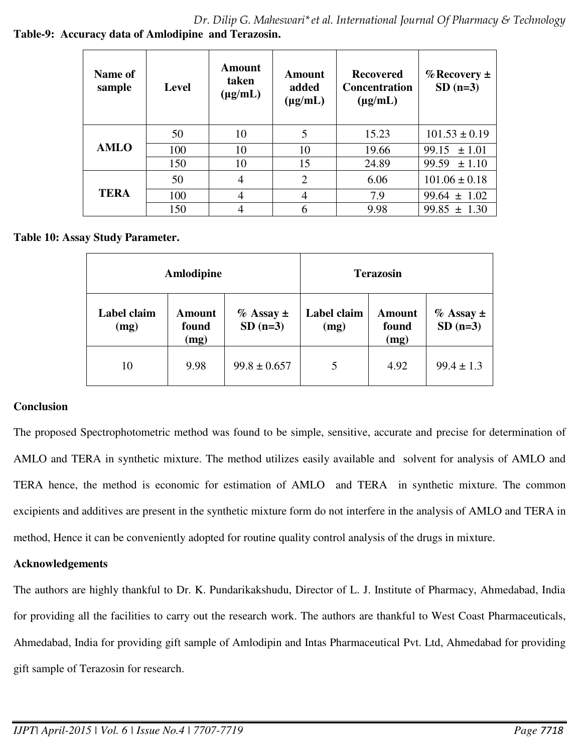**Table-9: Accuracy data of Amlodipine and Terazosin.**

| Name of sample | Level | Amount taken (µg/mL) | Amount added (µg/mL) | Recovered Concentration (µg/mL) | %Recovery ± SD (n=3) |
|---|---|---|---|---|---|
| AMLO | 50 | 10 | 5 | 15.23 | 101.53 ± 0.19 |
| | 100 | 10 | 10 | 19.66 | 99.15 ± 1.01 |
| | 150 | 10 | 15 | 24.89 | 99.59 ± 1.10 |
| TERA | 50 | 4 | 2 | 6.06 | 101.06 ± 0.18 |
| | 100 | 4 | 4 | 7.9 | 99.64 ± 1.02 |
| | 150 | 4 | 6 | 9.98 | 99.85 ± 1.30 |

**Table 10: Assay Study Parameter.**

| Amlodipine | | | Terazosin | | |
|---|---|---|---|---|---|
| Label claim (mg) | Amount found (mg) | % Assay ± SD (n=3) | Label claim (mg) | Amount found (mg) | % Assay ± SD (n=3) |
| 10 | 9.98 | 99.8 ± 0.657 | 5 | 4.92 | 99.4 ± 1.3 |

## Conclusion

The proposed Spectrophotometric method was found to be simple, sensitive, accurate and precise for determination of AMLO and TERA in synthetic mixture. The method utilizes easily available and solvent for analysis of AMLO and TERA hence, the method is economic for estimation of AMLO and TERA in synthetic mixture. The common excipients and additives are present in the synthetic mixture form do not interfere in the analysis of AMLO and TERA in method, Hence it can be conveniently adopted for routine quality control analysis of the drugs in mixture.

## Acknowledgements

The authors are highly thankful to Dr. K. Pundarikakshudu, Director of L. J. Institute of Pharmacy, Ahmedabad, India for providing all the facilities to carry out the research work. The authors are thankful to West Coast Pharmaceuticals, Ahmedabad, India for providing gift sample of Amlodipin and Intas Pharmaceutical Pvt. Ltd, Ahmedabad for providing gift sample of Terazosin for research.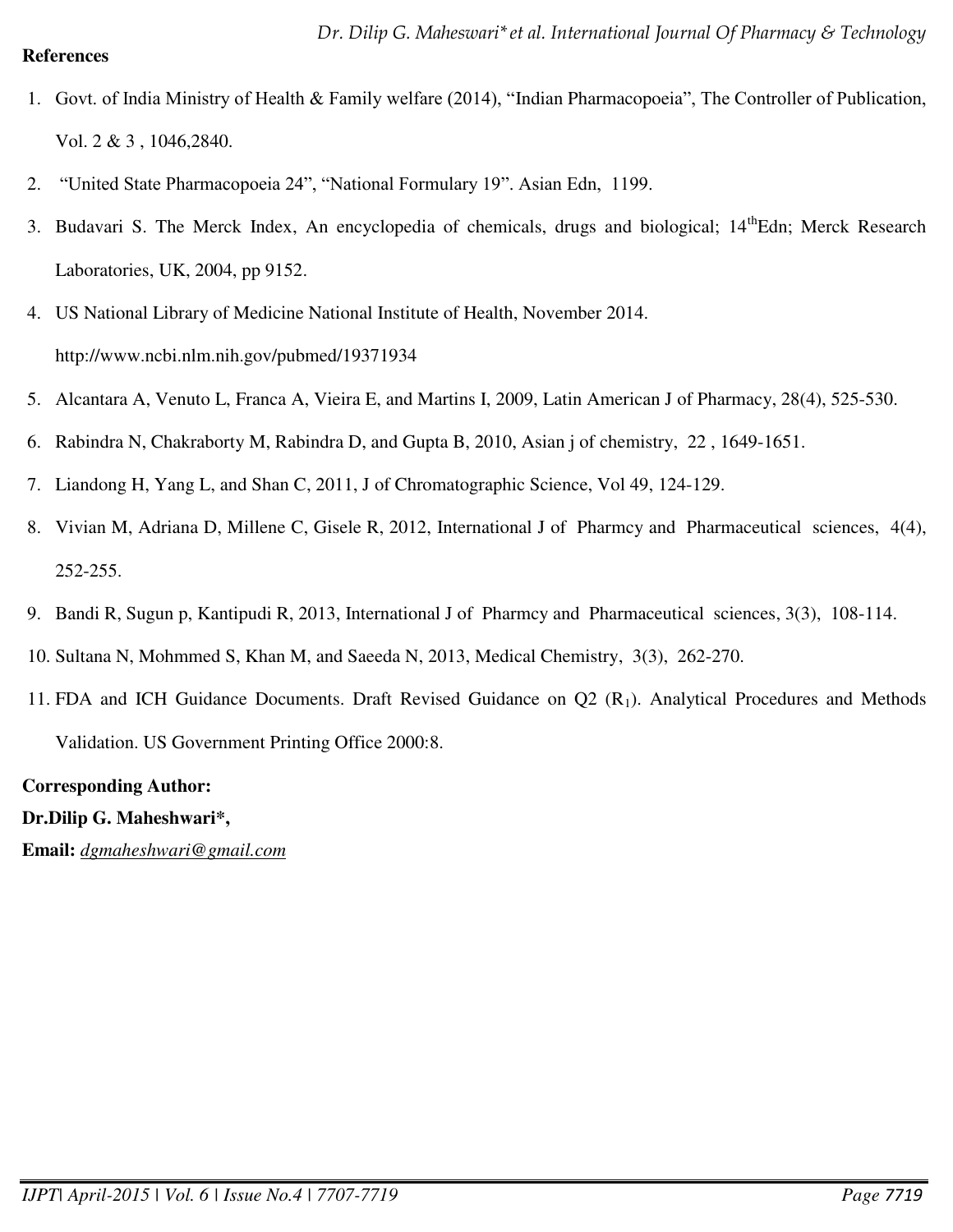**References**

1. Govt. of India Ministry of Health & Family welfare (2014), "Indian Pharmacopoeia", The Controller of Publication, Vol. 2 & 3 , 1046,2840.
2. "United State Pharmacopoeia 24", "National Formulary 19". Asian Edn, 1199.
3. Budavari S. The Merck Index, An encyclopedia of chemicals, drugs and biological; 14thEdn; Merck Research Laboratories, UK, 2004, pp 9152.
4. US National Library of Medicine National Institute of Health, November 2014. http://www.ncbi.nlm.nih.gov/pubmed/19371934
5. Alcantara A, Venuto L, Franca A, Vieira E, and Martins I, 2009, Latin American J of Pharmacy, 28(4), 525-530.
6. Rabindra N, Chakraborty M, Rabindra D, and Gupta B, 2010, Asian j of chemistry, 22 , 1649-1651.
7. Liandong H, Yang L, and Shan C, 2011, J of Chromatographic Science, Vol 49, 124-129.
8. Vivian M, Adriana D, Millene C, Gisele R, 2012, International J of Pharmcy and Pharmaceutical sciences, 4(4), 252-255.
9. Bandi R, Sugun p, Kantipudi R, 2013, International J of Pharmcy and Pharmaceutical sciences, 3(3), 108-114.
10. Sultana N, Mohmmed S, Khan M, and Saeeda N, 2013, Medical Chemistry, 3(3), 262-270.
11. FDA and ICH Guidance Documents. Draft Revised Guidance on Q2 ($R_1$). Analytical Procedures and Methods Validation. US Government Printing Office 2000:8.

**Corresponding Author:**

**Dr.Dilip G. Maheshwari*,**

**Email:** dgmaheshwari@gmail.com